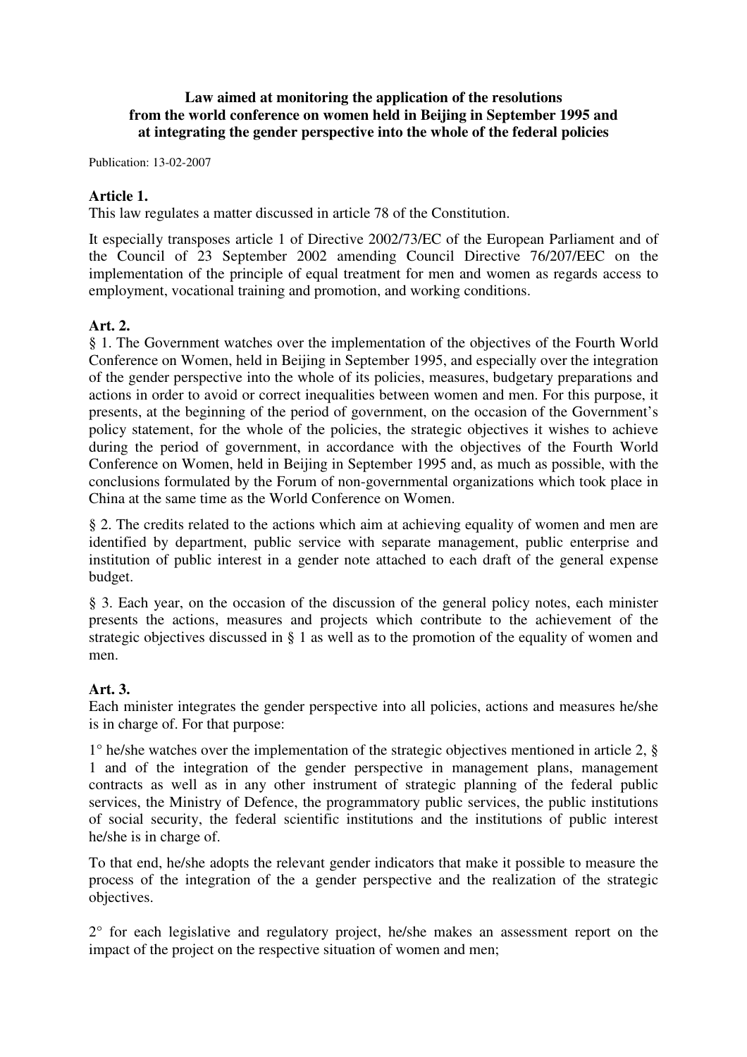# Law aimed at monitoring the application of the resolutions from the world conference on women held in Beijing in September 1995 and at integrating the gender perspective into the whole of the federal policies

Publication: 13-02-2007

## Article 1.

This law regulates a matter discussed in article 78 of the Constitution.

It especially transposes article 1 of Directive 2002/73/EC of the European Parliament and of the Council of 23 September 2002 amending Council Directive 76/207/EEC on the implementation of the principle of equal treatment for men and women as regards access to employment, vocational training and promotion, and working conditions.

## Art. 2.

§ 1. The Government watches over the implementation of the objectives of the Fourth World Conference on Women, held in Beijing in September 1995, and especially over the integration of the gender perspective into the whole of its policies, measures, budgetary preparations and actions in order to avoid or correct inequalities between women and men. For this purpose, it presents, at the beginning of the period of government, on the occasion of the Government's policy statement, for the whole of the policies, the strategic objectives it wishes to achieve during the period of government, in accordance with the objectives of the Fourth World Conference on Women, held in Beijing in September 1995 and, as much as possible, with the conclusions formulated by the Forum of non-governmental organizations which took place in China at the same time as the World Conference on Women.

§ 2. The credits related to the actions which aim at achieving equality of women and men are identified by department, public service with separate management, public enterprise and institution of public interest in a gender note attached to each draft of the general expense budget.

§ 3. Each year, on the occasion of the discussion of the general policy notes, each minister presents the actions, measures and projects which contribute to the achievement of the strategic objectives discussed in § 1 as well as to the promotion of the equality of women and men.

## Art. 3.

Each minister integrates the gender perspective into all policies, actions and measures he/she is in charge of. For that purpose:

1° he/she watches over the implementation of the strategic objectives mentioned in article 2, § 1 and of the integration of the gender perspective in management plans, management contracts as well as in any other instrument of strategic planning of the federal public services, the Ministry of Defence, the programmatory public services, the public institutions of social security, the federal scientific institutions and the institutions of public interest he/she is in charge of.

To that end, he/she adopts the relevant gender indicators that make it possible to measure the process of the integration of the a gender perspective and the realization of the strategic objectives.

2° for each legislative and regulatory project, he/she makes an assessment report on the impact of the project on the respective situation of women and men;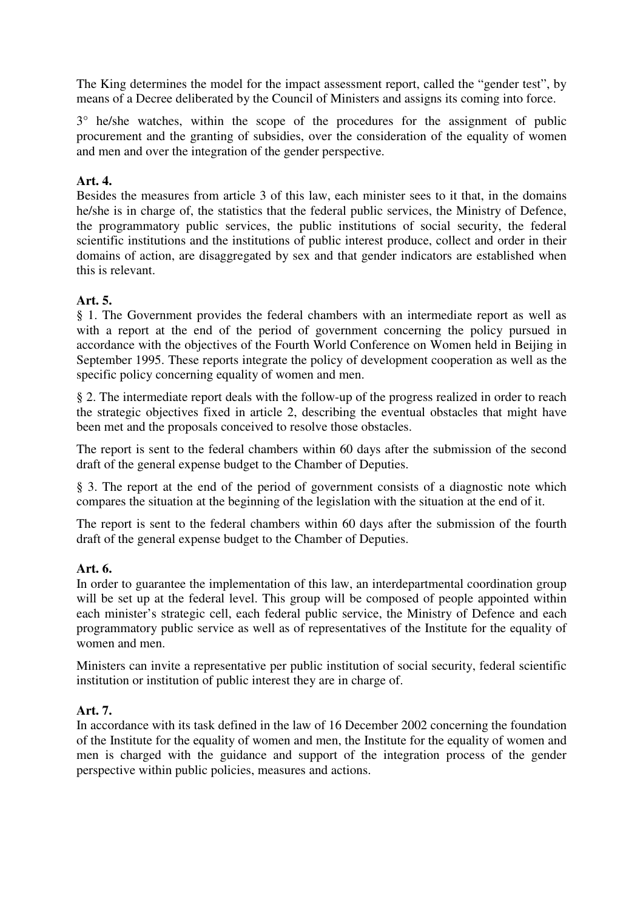The King determines the model for the impact assessment report, called the "gender test", by means of a Decree deliberated by the Council of Ministers and assigns its coming into force.

3° he/she watches, within the scope of the procedures for the assignment of public procurement and the granting of subsidies, over the consideration of the equality of women and men and over the integration of the gender perspective.

**Art. 4.**

Besides the measures from article 3 of this law, each minister sees to it that, in the domains he/she is in charge of, the statistics that the federal public services, the Ministry of Defence, the programmatory public services, the public institutions of social security, the federal scientific institutions and the institutions of public interest produce, collect and order in their domains of action, are disaggregated by sex and that gender indicators are established when this is relevant.

**Art. 5.**

§ 1. The Government provides the federal chambers with an intermediate report as well as with a report at the end of the period of government concerning the policy pursued in accordance with the objectives of the Fourth World Conference on Women held in Beijing in September 1995. These reports integrate the policy of development cooperation as well as the specific policy concerning equality of women and men.

§ 2. The intermediate report deals with the follow-up of the progress realized in order to reach the strategic objectives fixed in article 2, describing the eventual obstacles that might have been met and the proposals conceived to resolve those obstacles.

The report is sent to the federal chambers within 60 days after the submission of the second draft of the general expense budget to the Chamber of Deputies.

§ 3. The report at the end of the period of government consists of a diagnostic note which compares the situation at the beginning of the legislation with the situation at the end of it.

The report is sent to the federal chambers within 60 days after the submission of the fourth draft of the general expense budget to the Chamber of Deputies.

**Art. 6.**

In order to guarantee the implementation of this law, an interdepartmental coordination group will be set up at the federal level. This group will be composed of people appointed within each minister's strategic cell, each federal public service, the Ministry of Defence and each programmatory public service as well as of representatives of the Institute for the equality of women and men.

Ministers can invite a representative per public institution of social security, federal scientific institution or institution of public interest they are in charge of.

**Art. 7.**

In accordance with its task defined in the law of 16 December 2002 concerning the foundation of the Institute for the equality of women and men, the Institute for the equality of women and men is charged with the guidance and support of the integration process of the gender perspective within public policies, measures and actions.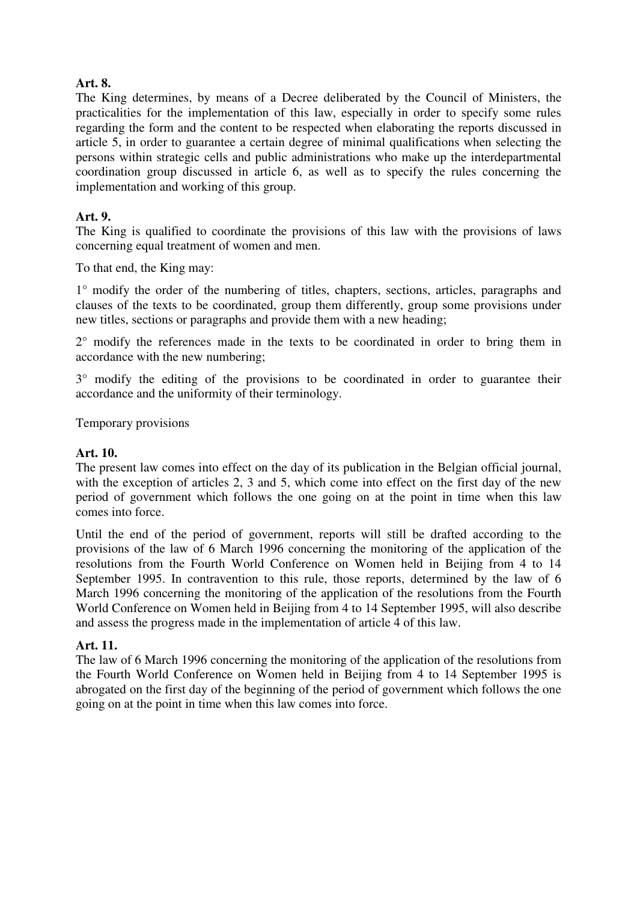**Art. 8.**
The King determines, by means of a Decree deliberated by the Council of Ministers, the practicalities for the implementation of this law, especially in order to specify some rules regarding the form and the content to be respected when elaborating the reports discussed in article 5, in order to guarantee a certain degree of minimal qualifications when selecting the persons within strategic cells and public administrations who make up the interdepartmental coordination group discussed in article 6, as well as to specify the rules concerning the implementation and working of this group.

**Art. 9.**
The King is qualified to coordinate the provisions of this law with the provisions of laws concerning equal treatment of women and men.

To that end, the King may:

1° modify the order of the numbering of titles, chapters, sections, articles, paragraphs and clauses of the texts to be coordinated, group them differently, group some provisions under new titles, sections or paragraphs and provide them with a new heading;

2° modify the references made in the texts to be coordinated in order to bring them in accordance with the new numbering;

3° modify the editing of the provisions to be coordinated in order to guarantee their accordance and the uniformity of their terminology.

Temporary provisions

**Art. 10.**
The present law comes into effect on the day of its publication in the Belgian official journal, with the exception of articles 2, 3 and 5, which come into effect on the first day of the new period of government which follows the one going on at the point in time when this law comes into force.

Until the end of the period of government, reports will still be drafted according to the provisions of the law of 6 March 1996 concerning the monitoring of the application of the resolutions from the Fourth World Conference on Women held in Beijing from 4 to 14 September 1995. In contravention to this rule, those reports, determined by the law of 6 March 1996 concerning the monitoring of the application of the resolutions from the Fourth World Conference on Women held in Beijing from 4 to 14 September 1995, will also describe and assess the progress made in the implementation of article 4 of this law.

**Art. 11.**
The law of 6 March 1996 concerning the monitoring of the application of the resolutions from the Fourth World Conference on Women held in Beijing from 4 to 14 September 1995 is abrogated on the first day of the beginning of the period of government which follows the one going on at the point in time when this law comes into force.